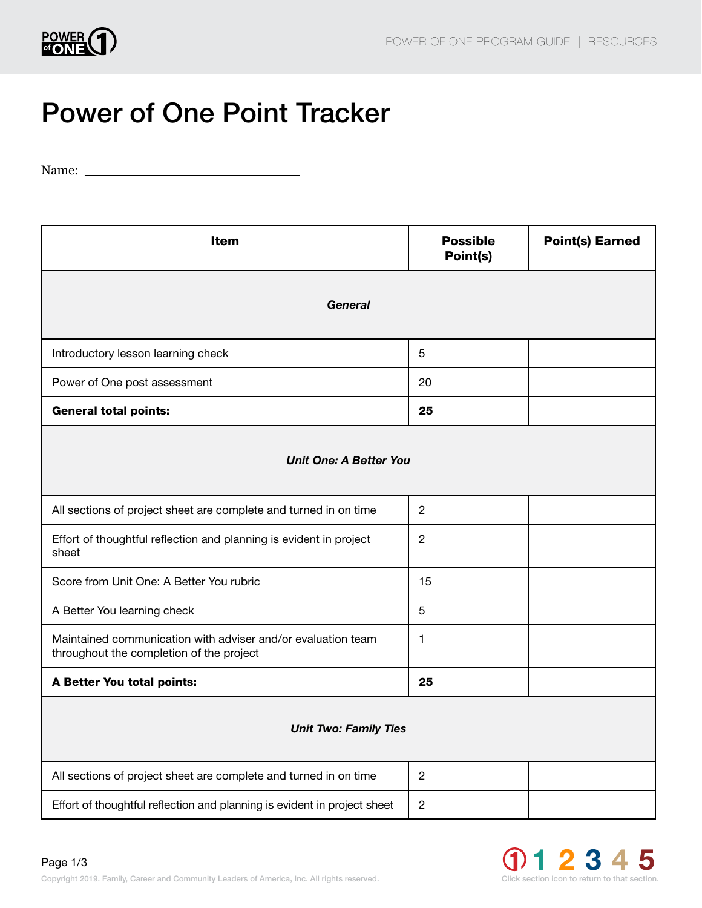# Power of One Point Tracker

Name: ______________________________

| Item | Possible Point(s) | Point(s) Earned |
|---|---|---|
| ***General*** | | |
| Introductory lesson learning check | 5 | |
| Power of One post assessment | 20 | |
| **General total points:** | **25** | |
| ***Unit One: A Better You*** | | |
| All sections of project sheet are complete and turned in on time | 2 | |
| Effort of thoughtful reflection and planning is evident in project sheet | 2 | |
| Score from Unit One: A Better You rubric | 15 | |
| A Better You learning check | 5 | |
| Maintained communication with adviser and/or evaluation team throughout the completion of the project | 1 | |
| **A Better You total points:** | **25** | |
| ***Unit Two: Family Ties*** | | |
| All sections of project sheet are complete and turned in on time | 2 | |
| Effort of thoughtful reflection and planning is evident in project sheet | 2 | |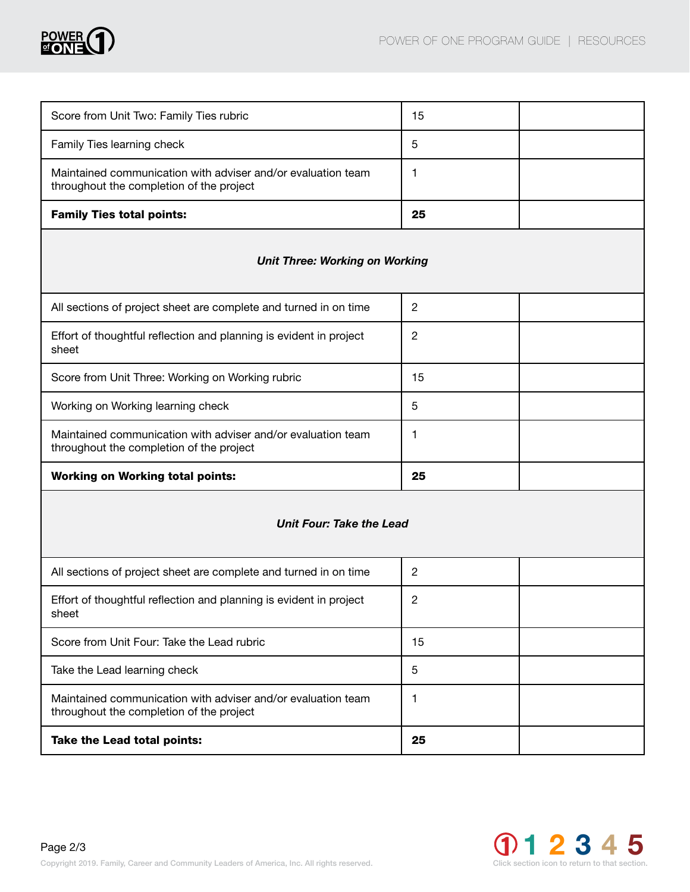| | | |
|---|---|---|
| Score from Unit Two: Family Ties rubric | 15 | |
| Family Ties learning check | 5 | |
| Maintained communication with adviser and/or evaluation team throughout the completion of the project | 1 | |
| **Family Ties total points:** | **25** | |
| ***Unit Three: Working on Working*** | | |
| All sections of project sheet are complete and turned in on time | 2 | |
| Effort of thoughtful reflection and planning is evident in project sheet | 2 | |
| Score from Unit Three: Working on Working rubric | 15 | |
| Working on Working learning check | 5 | |
| Maintained communication with adviser and/or evaluation team throughout the completion of the project | 1 | |
| **Working on Working total points:** | **25** | |
| ***Unit Four: Take the Lead*** | | |
| All sections of project sheet are complete and turned in on time | 2 | |
| Effort of thoughtful reflection and planning is evident in project sheet | 2 | |
| Score from Unit Four: Take the Lead rubric | 15 | |
| Take the Lead learning check | 5 | |
| Maintained communication with adviser and/or evaluation team throughout the completion of the project | 1 | |
| **Take the Lead total points:** | **25** | |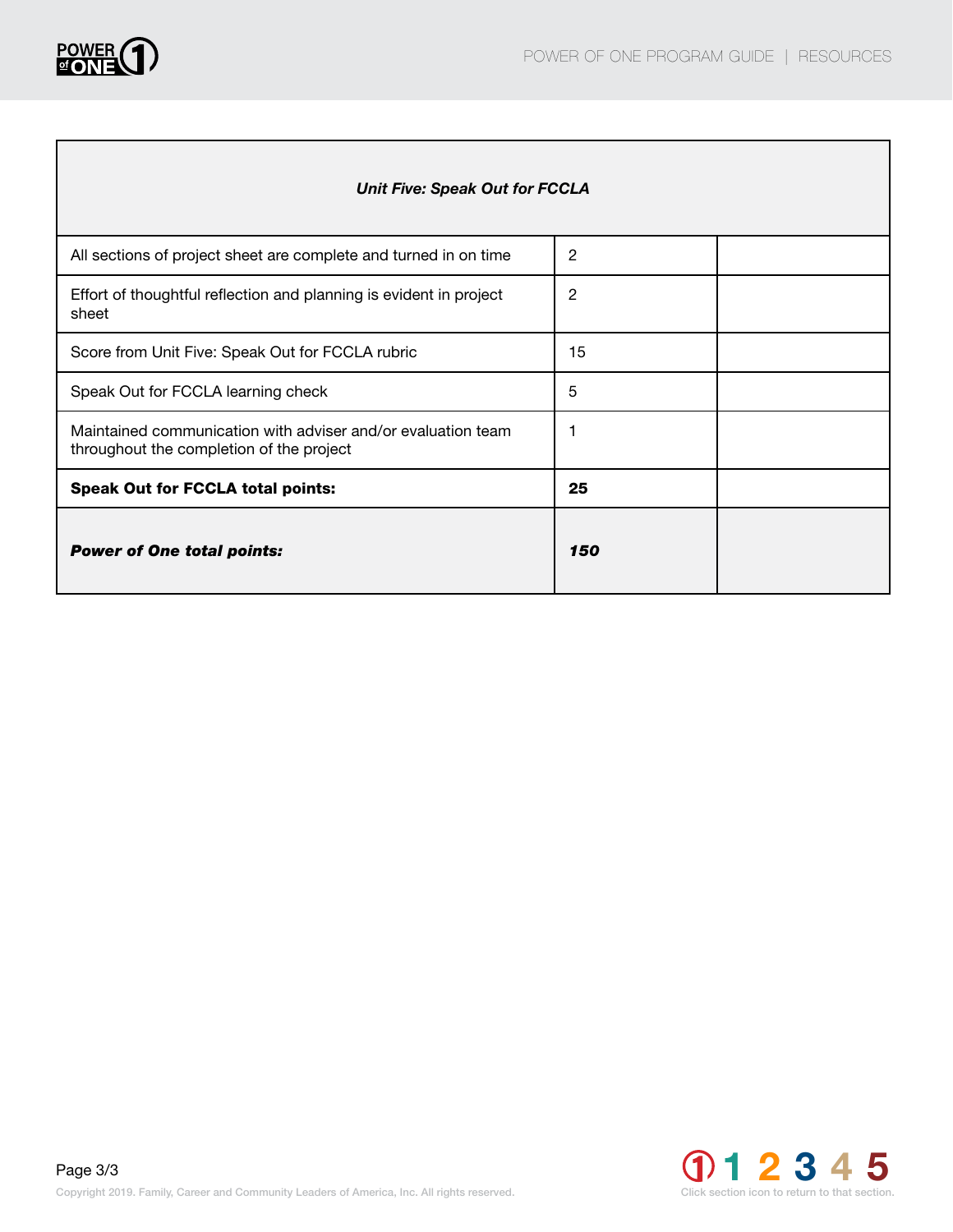| | | |
|---|---|---|
| ***Unit Five: Speak Out for FCCLA*** | | |
| All sections of project sheet are complete and turned in on time | 2 | |
| Effort of thoughtful reflection and planning is evident in project sheet | 2 | |
| Score from Unit Five: Speak Out for FCCLA rubric | 15 | |
| Speak Out for FCCLA learning check | 5 | |
| Maintained communication with adviser and/or evaluation team throughout the completion of the project | 1 | |
| **Speak Out for FCCLA total points:** | **25** | |
| ***Power of One total points:*** | ***150*** | |